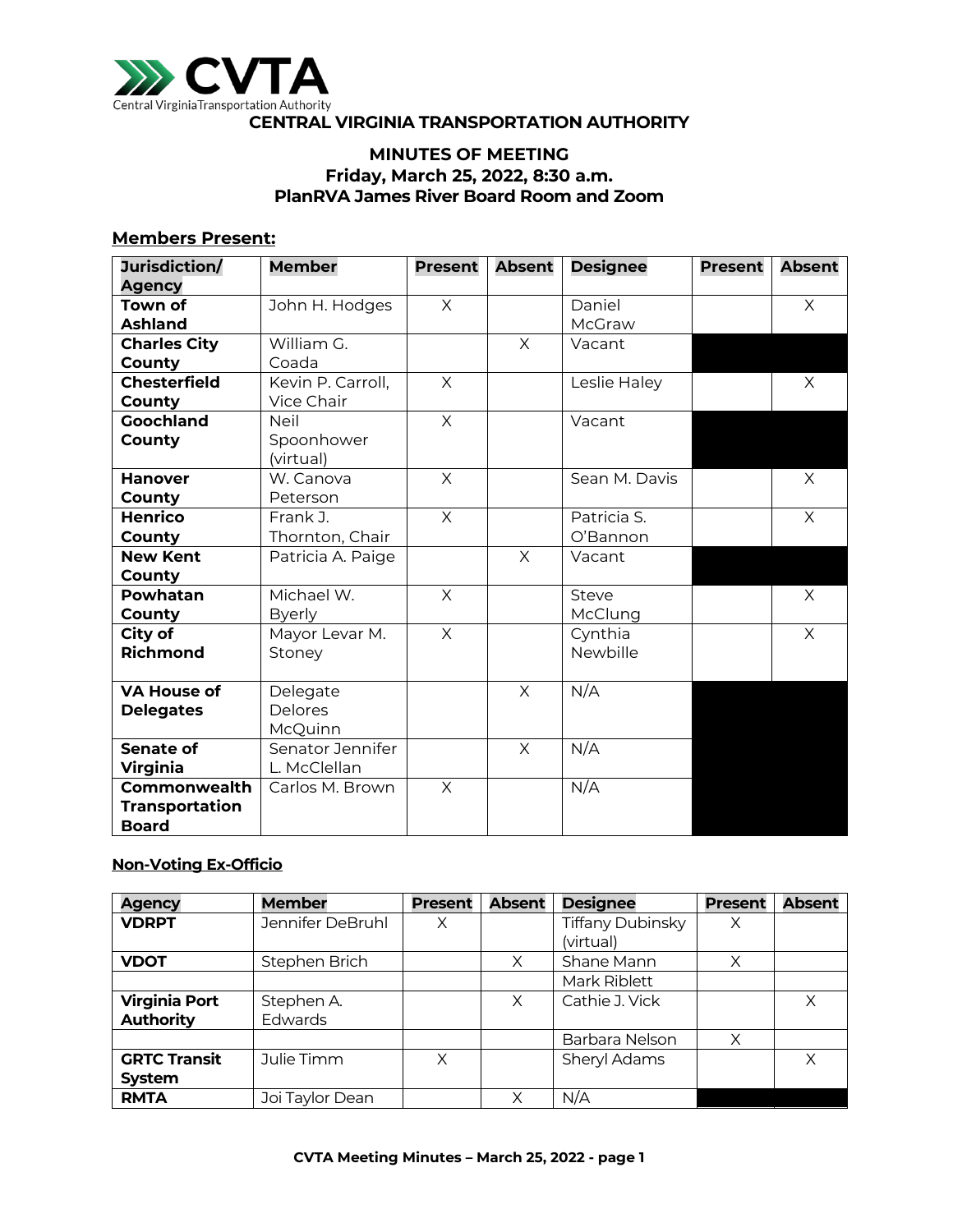CVTA
Central Virginia Transportation Authority

# CENTRAL VIRGINIA TRANSPORTATION AUTHORITY

## MINUTES OF MEETING
## Friday, March 25, 2022, 8:30 a.m.
## PlanRVA James River Board Room and Zoom

**Members Present:**

| Jurisdiction/ Agency | Member | Present | Absent | Designee | Present | Absent |
|---|---|---|---|---|---|---|
| **Town of Ashland** | John H. Hodges | X | | Daniel McGraw | | X |
| **Charles City County** | William G. Coada | | X | Vacant | | |
| **Chesterfield County** | Kevin P. Carroll, Vice Chair | X | | Leslie Haley | | X |
| **Goochland County** | Neil Spoonhower (virtual) | X | | Vacant | | |
| **Hanover County** | W. Canova Peterson | X | | Sean M. Davis | | X |
| **Henrico County** | Frank J. Thornton, Chair | X | | Patricia S. O'Bannon | | X |
| **New Kent County** | Patricia A. Paige | | X | Vacant | | |
| **Powhatan County** | Michael W. Byerly | X | | Steve McClung | | X |
| **City of Richmond** | Mayor Levar M. Stoney | X | | Cynthia Newbille | | X |
| **VA House of Delegates** | Delegate Delores McQuinn | | X | N/A | | |
| **Senate of Virginia** | Senator Jennifer L. McClellan | | X | N/A | | |
| **Commonwealth Transportation Board** | Carlos M. Brown | X | | N/A | | |

**Non-Voting Ex-Officio**

| Agency | Member | Present | Absent | Designee | Present | Absent |
|---|---|---|---|---|---|---|
| **VDRPT** | Jennifer DeBruhl | X | | Tiffany Dubinsky (virtual) | X | |
| **VDOT** | Stephen Brich | | X | Shane Mann | X | |
| | | | | Mark Riblett | | |
| **Virginia Port Authority** | Stephen A. Edwards | | X | Cathie J. Vick | | X |
| | | | | Barbara Nelson | X | |
| **GRTC Transit System** | Julie Timm | X | | Sheryl Adams | | X |
| **RMTA** | Joi Taylor Dean | | X | N/A | | |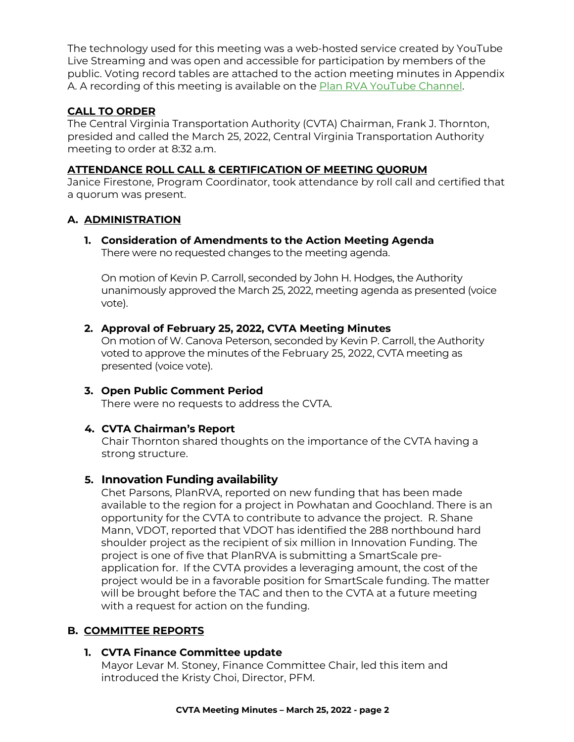The technology used for this meeting was a web-hosted service created by YouTube Live Streaming and was open and accessible for participation by members of the public. Voting record tables are attached to the action meeting minutes in Appendix A. A recording of this meeting is available on the Plan RVA YouTube Channel.

**CALL TO ORDER**

The Central Virginia Transportation Authority (CVTA) Chairman, Frank J. Thornton, presided and called the March 25, 2022, Central Virginia Transportation Authority meeting to order at 8:32 a.m.

**ATTENDANCE ROLL CALL & CERTIFICATION OF MEETING QUORUM**

Janice Firestone, Program Coordinator, took attendance by roll call and certified that a quorum was present.

## A. ADMINISTRATION

### 1. Consideration of Amendments to the Action Meeting Agenda

There were no requested changes to the meeting agenda.

On motion of Kevin P. Carroll, seconded by John H. Hodges, the Authority unanimously approved the March 25, 2022, meeting agenda as presented (voice vote).

### 2. Approval of February 25, 2022, CVTA Meeting Minutes

On motion of W. Canova Peterson, seconded by Kevin P. Carroll, the Authority voted to approve the minutes of the February 25, 2022, CVTA meeting as presented (voice vote).

### 3. Open Public Comment Period

There were no requests to address the CVTA.

### 4. CVTA Chairman's Report

Chair Thornton shared thoughts on the importance of the CVTA having a strong structure.

### 5. Innovation Funding availability

Chet Parsons, PlanRVA, reported on new funding that has been made available to the region for a project in Powhatan and Goochland. There is an opportunity for the CVTA to contribute to advance the project. R. Shane Mann, VDOT, reported that VDOT has identified the 288 northbound hard shoulder project as the recipient of six million in Innovation Funding. The project is one of five that PlanRVA is submitting a SmartScale pre-application for. If the CVTA provides a leveraging amount, the cost of the project would be in a favorable position for SmartScale funding. The matter will be brought before the TAC and then to the CVTA at a future meeting with a request for action on the funding.

## B. COMMITTEE REPORTS

### 1. CVTA Finance Committee update

Mayor Levar M. Stoney, Finance Committee Chair, led this item and introduced the Kristy Choi, Director, PFM.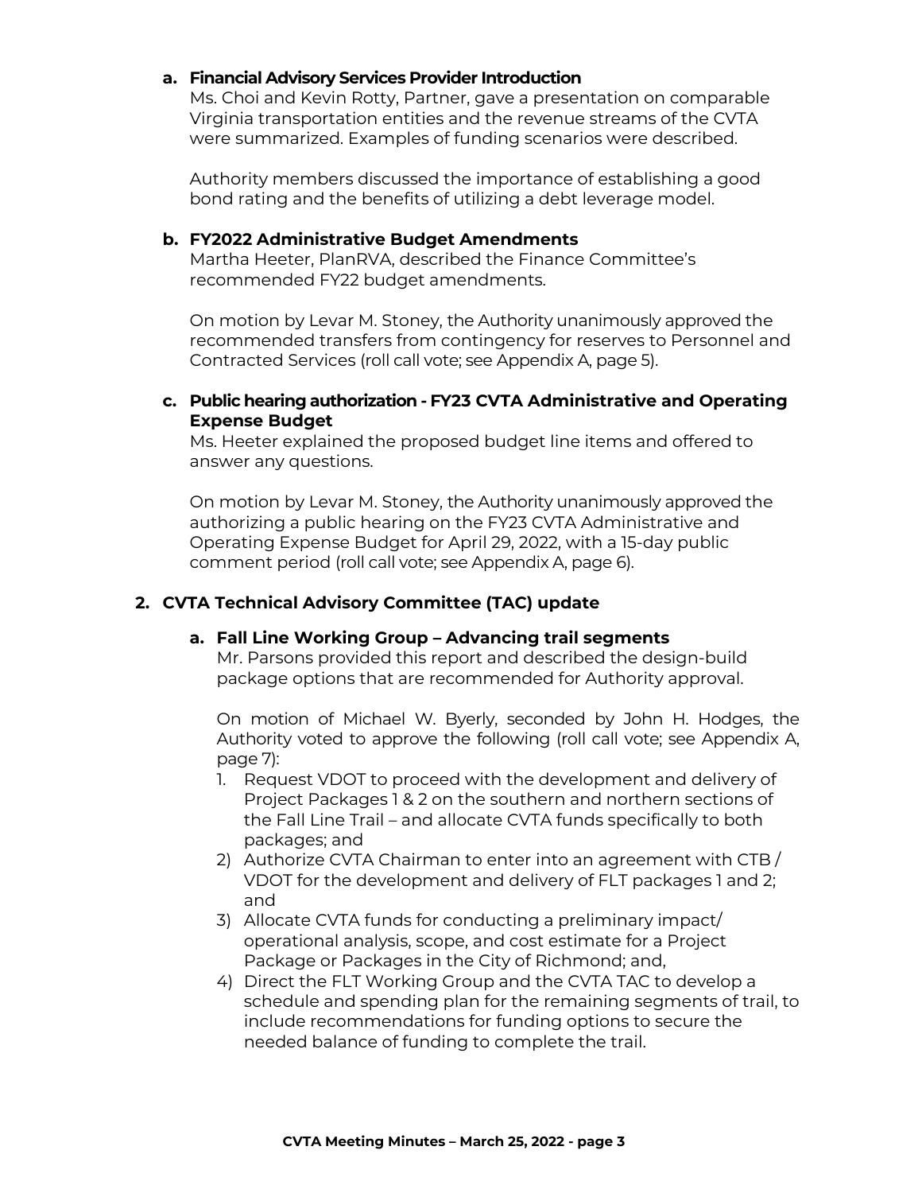**a. Financial Advisory Services Provider Introduction**

Ms. Choi and Kevin Rotty, Partner, gave a presentation on comparable Virginia transportation entities and the revenue streams of the CVTA were summarized. Examples of funding scenarios were described.

Authority members discussed the importance of establishing a good bond rating and the benefits of utilizing a debt leverage model.

**b. FY2022 Administrative Budget Amendments**

Martha Heeter, PlanRVA, described the Finance Committee's recommended FY22 budget amendments.

On motion by Levar M. Stoney, the Authority unanimously approved the recommended transfers from contingency for reserves to Personnel and Contracted Services (roll call vote; see Appendix A, page 5).

**c. Public hearing authorization - FY23 CVTA Administrative and Operating Expense Budget**

Ms. Heeter explained the proposed budget line items and offered to answer any questions.

On motion by Levar M. Stoney, the Authority unanimously approved the authorizing a public hearing on the FY23 CVTA Administrative and Operating Expense Budget for April 29, 2022, with a 15-day public comment period (roll call vote; see Appendix A, page 6).

**2. CVTA Technical Advisory Committee (TAC) update**

**a. Fall Line Working Group – Advancing trail segments**

Mr. Parsons provided this report and described the design-build package options that are recommended for Authority approval.

On motion of Michael W. Byerly, seconded by John H. Hodges, the Authority voted to approve the following (roll call vote; see Appendix A, page 7):

1. Request VDOT to proceed with the development and delivery of Project Packages 1 & 2 on the southern and northern sections of the Fall Line Trail – and allocate CVTA funds specifically to both packages; and
2) Authorize CVTA Chairman to enter into an agreement with CTB / VDOT for the development and delivery of FLT packages 1 and 2; and
3) Allocate CVTA funds for conducting a preliminary impact/ operational analysis, scope, and cost estimate for a Project Package or Packages in the City of Richmond; and,
4) Direct the FLT Working Group and the CVTA TAC to develop a schedule and spending plan for the remaining segments of trail, to include recommendations for funding options to secure the needed balance of funding to complete the trail.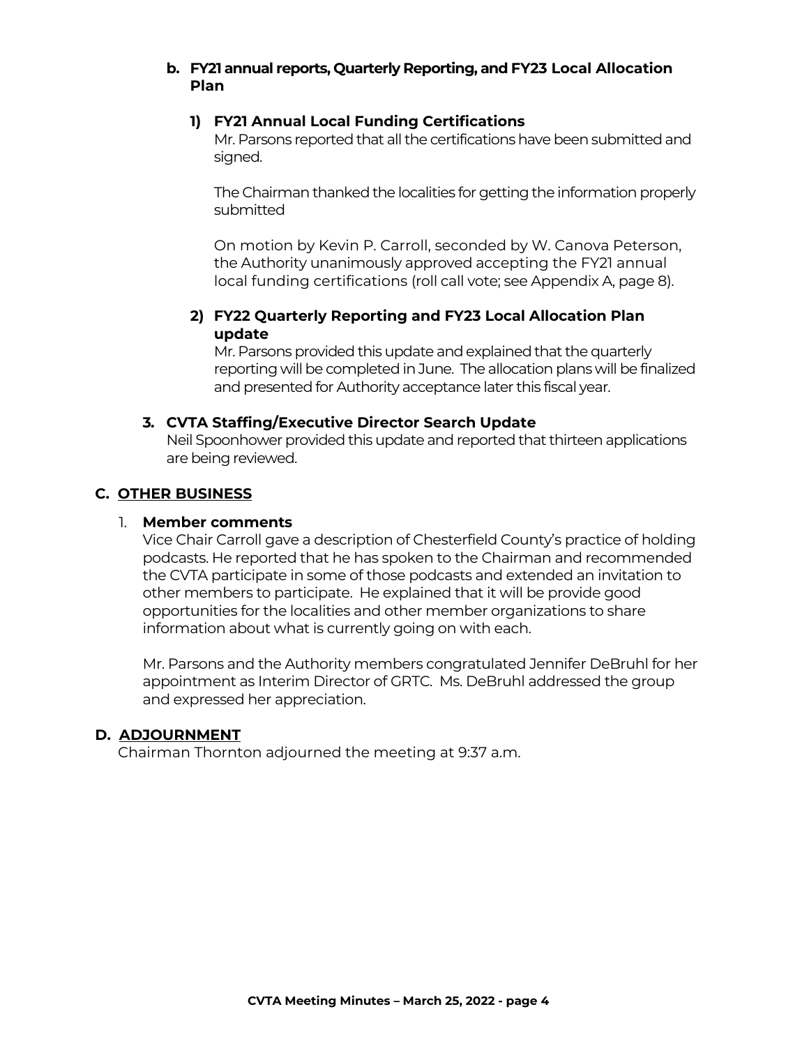**b. FY21 annual reports, Quarterly Reporting, and FY23 Local Allocation Plan**

**1) FY21 Annual Local Funding Certifications**

Mr. Parsons reported that all the certifications have been submitted and signed.

The Chairman thanked the localities for getting the information properly submitted

On motion by Kevin P. Carroll, seconded by W. Canova Peterson, the Authority unanimously approved accepting the FY21 annual local funding certifications (roll call vote; see Appendix A, page 8).

**2) FY22 Quarterly Reporting and FY23 Local Allocation Plan update**

Mr. Parsons provided this update and explained that the quarterly reporting will be completed in June. The allocation plans will be finalized and presented for Authority acceptance later this fiscal year.

**3. CVTA Staffing/Executive Director Search Update**

Neil Spoonhower provided this update and reported that thirteen applications are being reviewed.

## C. OTHER BUSINESS

1. **Member comments**

Vice Chair Carroll gave a description of Chesterfield County's practice of holding podcasts. He reported that he has spoken to the Chairman and recommended the CVTA participate in some of those podcasts and extended an invitation to other members to participate. He explained that it will be provide good opportunities for the localities and other member organizations to share information about what is currently going on with each.

Mr. Parsons and the Authority members congratulated Jennifer DeBruhl for her appointment as Interim Director of GRTC. Ms. DeBruhl addressed the group and expressed her appreciation.

## D. ADJOURNMENT

Chairman Thornton adjourned the meeting at 9:37 a.m.